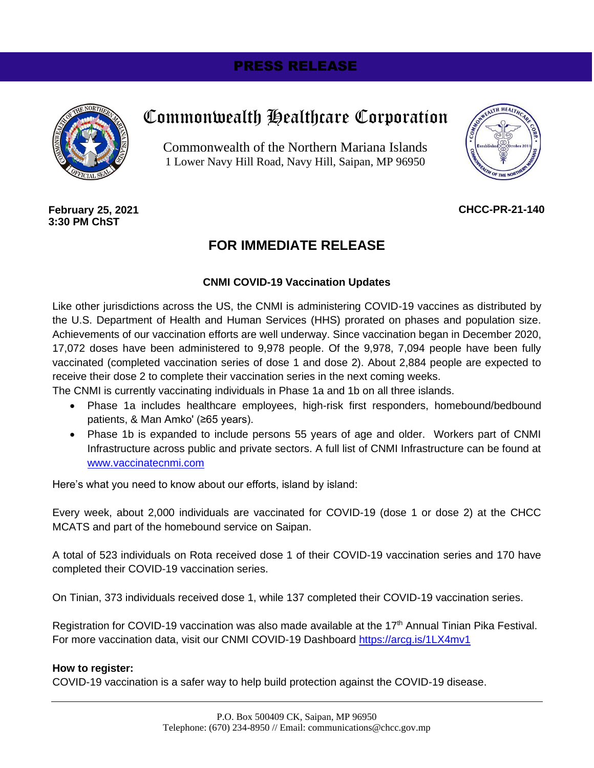**PRESS RELEASE**

# Commonwealth Healthcare Corporation

Commonwealth of the Northern Mariana Islands
1 Lower Navy Hill Road, Navy Hill, Saipan, MP 96950

**February 25, 2021**
**3:30 PM ChST**

**CHCC-PR-21-140**

## FOR IMMEDIATE RELEASE

### CNMI COVID-19 Vaccination Updates

Like other jurisdictions across the US, the CNMI is administering COVID-19 vaccines as distributed by the U.S. Department of Health and Human Services (HHS) prorated on phases and population size. Achievements of our vaccination efforts are well underway. Since vaccination began in December 2020, 17,072 doses have been administered to 9,978 people. Of the 9,978, 7,094 people have been fully vaccinated (completed vaccination series of dose 1 and dose 2). About 2,884 people are expected to receive their dose 2 to complete their vaccination series in the next coming weeks.
The CNMI is currently vaccinating individuals in Phase 1a and 1b on all three islands.

- Phase 1a includes healthcare employees, high-risk first responders, homebound/bedbound patients, & Man Amko' (≥65 years).
- Phase 1b is expanded to include persons 55 years of age and older. Workers part of CNMI Infrastructure across public and private sectors. A full list of CNMI Infrastructure can be found at www.vaccinatecnmi.com

Here's what you need to know about our efforts, island by island:

Every week, about 2,000 individuals are vaccinated for COVID-19 (dose 1 or dose 2) at the CHCC MCATS and part of the homebound service on Saipan.

A total of 523 individuals on Rota received dose 1 of their COVID-19 vaccination series and 170 have completed their COVID-19 vaccination series.

On Tinian, 373 individuals received dose 1, while 137 completed their COVID-19 vaccination series.

Registration for COVID-19 vaccination was also made available at the 17th Annual Tinian Pika Festival. For more vaccination data, visit our CNMI COVID-19 Dashboard https://arcg.is/1LX4mv1

**How to register:**
COVID-19 vaccination is a safer way to help build protection against the COVID-19 disease.

P.O. Box 500409 CK, Saipan, MP 96950
Telephone: (670) 234-8950 // Email: communications@chcc.gov.mp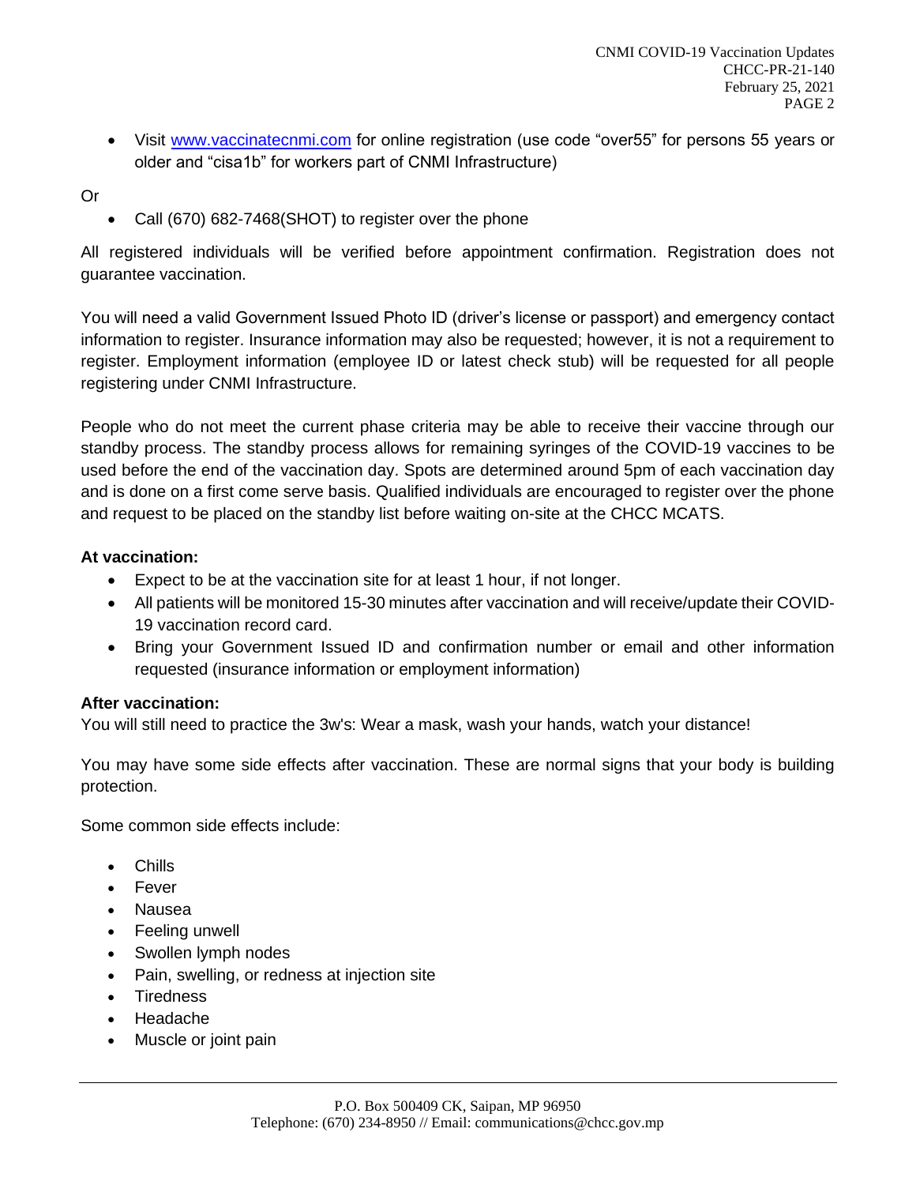- Visit [www.vaccinatecnmi.com](http://www.vaccinatecnmi.com) for online registration (use code "over55" for persons 55 years or older and "cisa1b" for workers part of CNMI Infrastructure)

Or

- Call (670) 682-7468(SHOT) to register over the phone

All registered individuals will be verified before appointment confirmation. Registration does not guarantee vaccination.

You will need a valid Government Issued Photo ID (driver's license or passport) and emergency contact information to register. Insurance information may also be requested; however, it is not a requirement to register. Employment information (employee ID or latest check stub) will be requested for all people registering under CNMI Infrastructure.

People who do not meet the current phase criteria may be able to receive their vaccine through our standby process. The standby process allows for remaining syringes of the COVID-19 vaccines to be used before the end of the vaccination day. Spots are determined around 5pm of each vaccination day and is done on a first come serve basis. Qualified individuals are encouraged to register over the phone and request to be placed on the standby list before waiting on-site at the CHCC MCATS.

**At vaccination:**

- Expect to be at the vaccination site for at least 1 hour, if not longer.
- All patients will be monitored 15-30 minutes after vaccination and will receive/update their COVID-19 vaccination record card.
- Bring your Government Issued ID and confirmation number or email and other information requested (insurance information or employment information)

**After vaccination:**

You will still need to practice the 3w's: Wear a mask, wash your hands, watch your distance!

You may have some side effects after vaccination. These are normal signs that your body is building protection.

Some common side effects include:

- Chills
- Fever
- Nausea
- Feeling unwell
- Swollen lymph nodes
- Pain, swelling, or redness at injection site
- Tiredness
- Headache
- Muscle or joint pain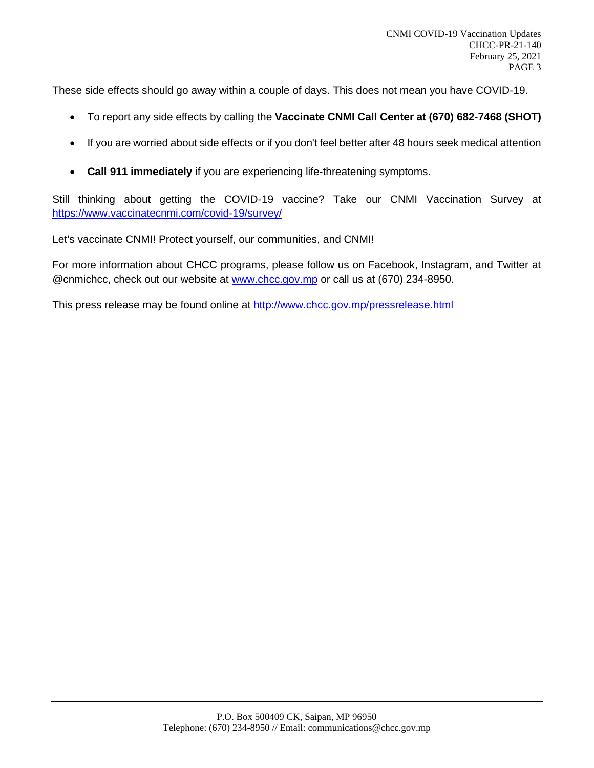These side effects should go away within a couple of days. This does not mean you have COVID-19.

- To report any side effects by calling the **Vaccinate CNMI Call Center at (670) 682-7468 (SHOT)**
- If you are worried about side effects or if you don't feel better after 48 hours seek medical attention
- **Call 911 immediately** if you are experiencing life-threatening symptoms.

Still thinking about getting the COVID-19 vaccine? Take our CNMI Vaccination Survey at https://www.vaccinatecnmi.com/covid-19/survey/

Let's vaccinate CNMI! Protect yourself, our communities, and CNMI!

For more information about CHCC programs, please follow us on Facebook, Instagram, and Twitter at @cnmichcc, check out our website at www.chcc.gov.mp or call us at (670) 234-8950.

This press release may be found online at http://www.chcc.gov.mp/pressrelease.html